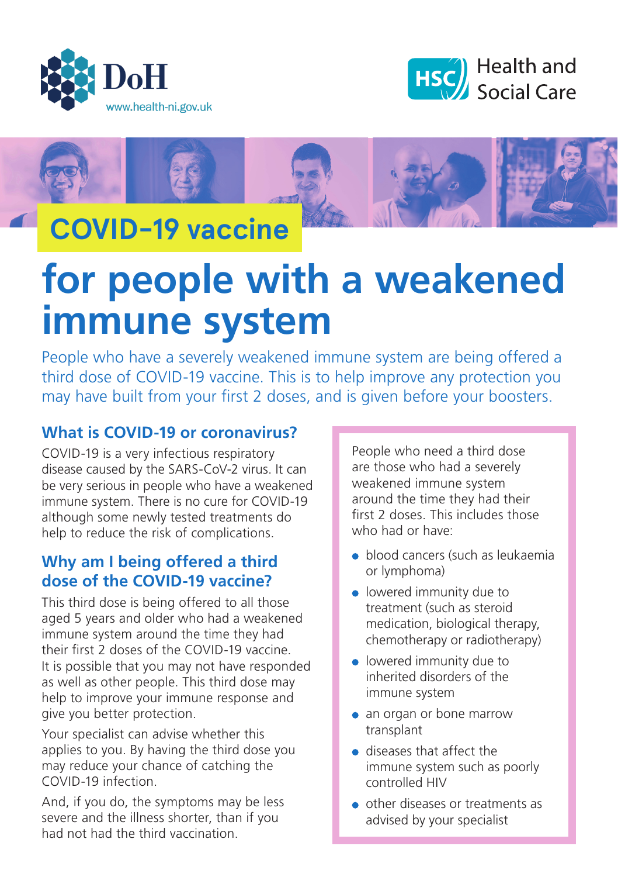DoH

www.health-ni.gov.uk

HSC Health and Social Care

# COVID-19 vaccine

# for people with a weakened immune system

People who have a severely weakened immune system are being offered a third dose of COVID-19 vaccine. This is to help improve any protection you may have built from your first 2 doses, and is given before your boosters.

## What is COVID-19 or coronavirus?

COVID-19 is a very infectious respiratory disease caused by the SARS-CoV-2 virus. It can be very serious in people who have a weakened immune system. There is no cure for COVID-19 although some newly tested treatments do help to reduce the risk of complications.

## Why am I being offered a third dose of the COVID-19 vaccine?

This third dose is being offered to all those aged 5 years and older who had a weakened immune system around the time they had their first 2 doses of the COVID-19 vaccine. It is possible that you may not have responded as well as other people. This third dose may help to improve your immune response and give you better protection.

Your specialist can advise whether this applies to you. By having the third dose you may reduce your chance of catching the COVID-19 infection.

And, if you do, the symptoms may be less severe and the illness shorter, than if you had not had the third vaccination.

People who need a third dose are those who had a severely weakened immune system around the time they had their first 2 doses. This includes those who had or have:

- blood cancers (such as leukaemia or lymphoma)
- lowered immunity due to treatment (such as steroid medication, biological therapy, chemotherapy or radiotherapy)
- lowered immunity due to inherited disorders of the immune system
- an organ or bone marrow transplant
- diseases that affect the immune system such as poorly controlled HIV
- other diseases or treatments as advised by your specialist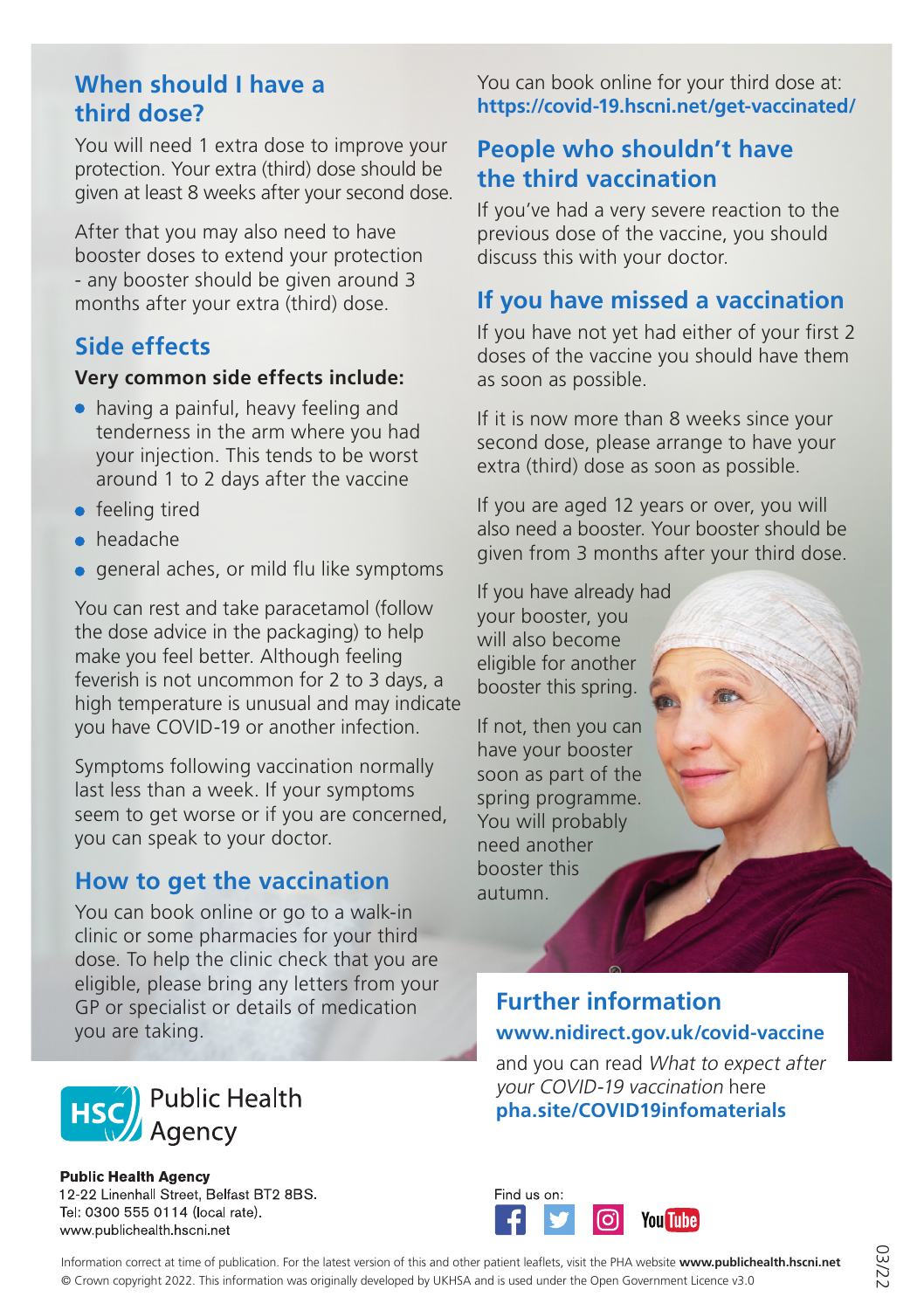## When should I have a third dose?

You will need 1 extra dose to improve your protection. Your extra (third) dose should be given at least 8 weeks after your second dose.

After that you may also need to have booster doses to extend your protection - any booster should be given around 3 months after your extra (third) dose.

## Side effects

**Very common side effects include:**

- having a painful, heavy feeling and tenderness in the arm where you had your injection. This tends to be worst around 1 to 2 days after the vaccine
- feeling tired
- headache
- general aches, or mild flu like symptoms

You can rest and take paracetamol (follow the dose advice in the packaging) to help make you feel better. Although feeling feverish is not uncommon for 2 to 3 days, a high temperature is unusual and may indicate you have COVID-19 or another infection.

Symptoms following vaccination normally last less than a week. If your symptoms seem to get worse or if you are concerned, you can speak to your doctor.

## How to get the vaccination

You can book online or go to a walk-in clinic or some pharmacies for your third dose. To help the clinic check that you are eligible, please bring any letters from your GP or specialist or details of medication you are taking.

You can book online for your third dose at: **https://covid-19.hscni.net/get-vaccinated/**

## People who shouldn't have the third vaccination

If you've had a very severe reaction to the previous dose of the vaccine, you should discuss this with your doctor.

## If you have missed a vaccination

If you have not yet had either of your first 2 doses of the vaccine you should have them as soon as possible.

If it is now more than 8 weeks since your second dose, please arrange to have your extra (third) dose as soon as possible.

If you are aged 12 years or over, you will also need a booster. Your booster should be given from 3 months after your third dose.

If you have already had your booster, you will also become eligible for another booster this spring.

If not, then you can have your booster soon as part of the spring programme. You will probably need another booster this autumn.

## Further information

**www.nidirect.gov.uk/covid-vaccine**

and you can read *What to expect after your COVID-19 vaccination* here **pha.site/COVID19infomaterials**

HSC Public Health Agency

**Public Health Agency**
12-22 Linenhall Street, Belfast BT2 8BS.
Tel: 0300 555 0114 (local rate).
www.publichealth.hscni.net

Find us on:

Information correct at time of publication. For the latest version of this and other patient leaflets, visit the PHA website **www.publichealth.hscni.net**
© Crown copyright 2022. This information was originally developed by UKHSA and is used under the Open Government Licence v3.0

03/22